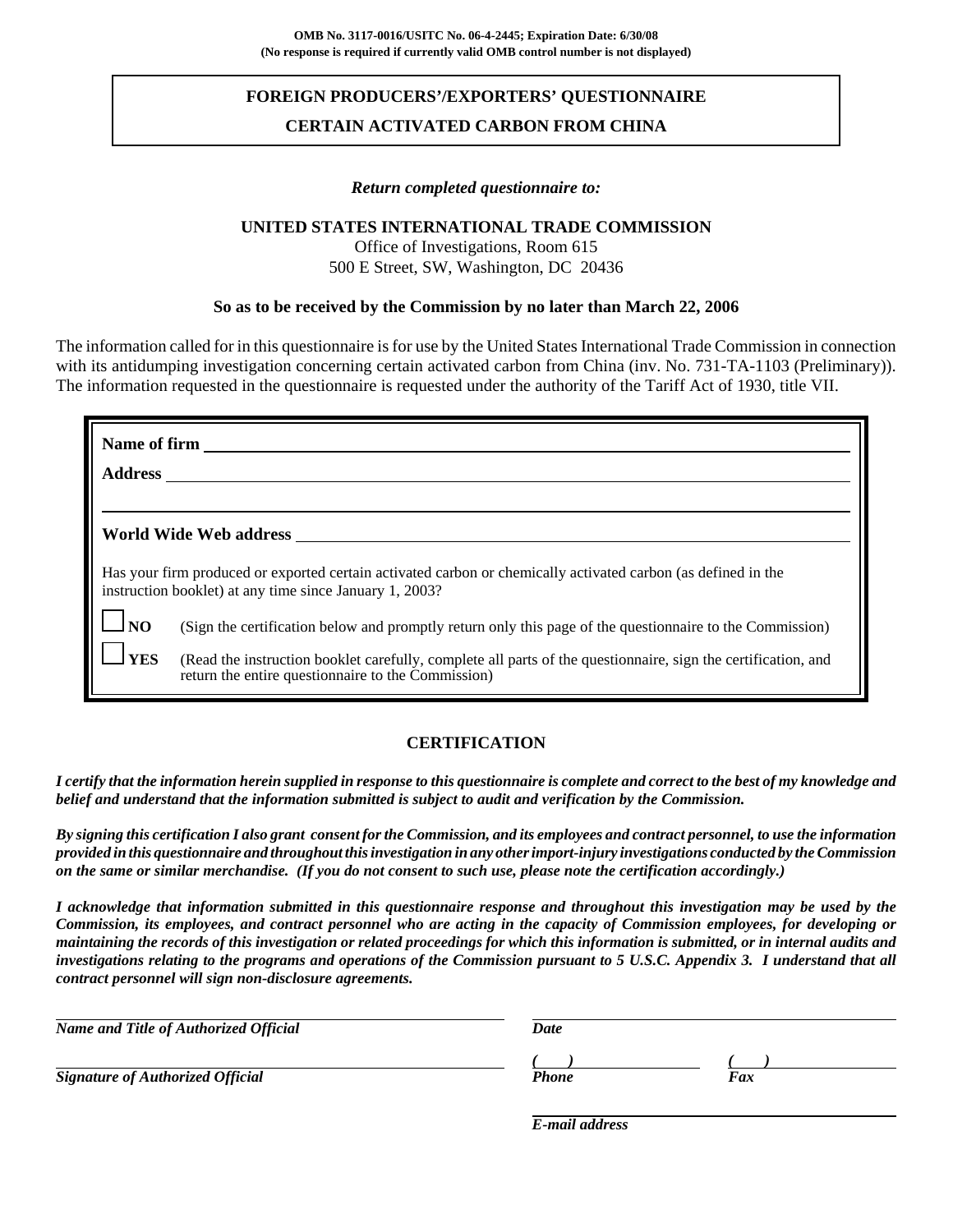**OMB No. 3117-0016/USITC No. 06-4-2445; Expiration Date: 6/30/08**
**(No response is required if currently valid OMB control number is not displayed)**

# FOREIGN PRODUCERS'/EXPORTERS' QUESTIONNAIRE

# CERTAIN ACTIVATED CARBON FROM CHINA

*Return completed questionnaire to:*

**UNITED STATES INTERNATIONAL TRADE COMMISSION**
Office of Investigations, Room 615
500 E Street, SW, Washington, DC 20436

**So as to be received by the Commission by no later than March 22, 2006**

The information called for in this questionnaire is for use by the United States International Trade Commission in connection with its antidumping investigation concerning certain activated carbon from China (inv. No. 731-TA-1103 (Preliminary)). The information requested in the questionnaire is requested under the authority of the Tariff Act of 1930, title VII.

**Name of firm** ______________________________

**Address** ______________________________

______________________________

**World Wide Web address** ______________________________

Has your firm produced or exported certain activated carbon or chemically activated carbon (as defined in the instruction booklet) at any time since January 1, 2003?

☐ **NO** (Sign the certification below and promptly return only this page of the questionnaire to the Commission)

☐ **YES** (Read the instruction booklet carefully, complete all parts of the questionnaire, sign the certification, and return the entire questionnaire to the Commission)

## CERTIFICATION

***I certify that the information herein supplied in response to this questionnaire is complete and correct to the best of my knowledge and belief and understand that the information submitted is subject to audit and verification by the Commission.***

***By signing this certification I also grant consent for the Commission, and its employees and contract personnel, to use the information provided in this questionnaire and throughout this investigation in any other import-injury investigations conducted by the Commission on the same or similar merchandise. (If you do not consent to such use, please note the certification accordingly.)***

***I acknowledge that information submitted in this questionnaire response and throughout this investigation may be used by the Commission, its employees, and contract personnel who are acting in the capacity of Commission employees, for developing or maintaining the records of this investigation or related proceedings for which this information is submitted, or in internal audits and investigations relating to the programs and operations of the Commission pursuant to 5 U.S.C. Appendix 3. I understand that all contract personnel will sign non-disclosure agreements.***

______________________________ ______________________________
***Name and Title of Authorized Official*** ***Date***

______________________________ ***(   )*** ______________ ***(   )*** ______________
***Signature of Authorized Official*** ***Phone*** ***Fax***

______________________________
***E-mail address***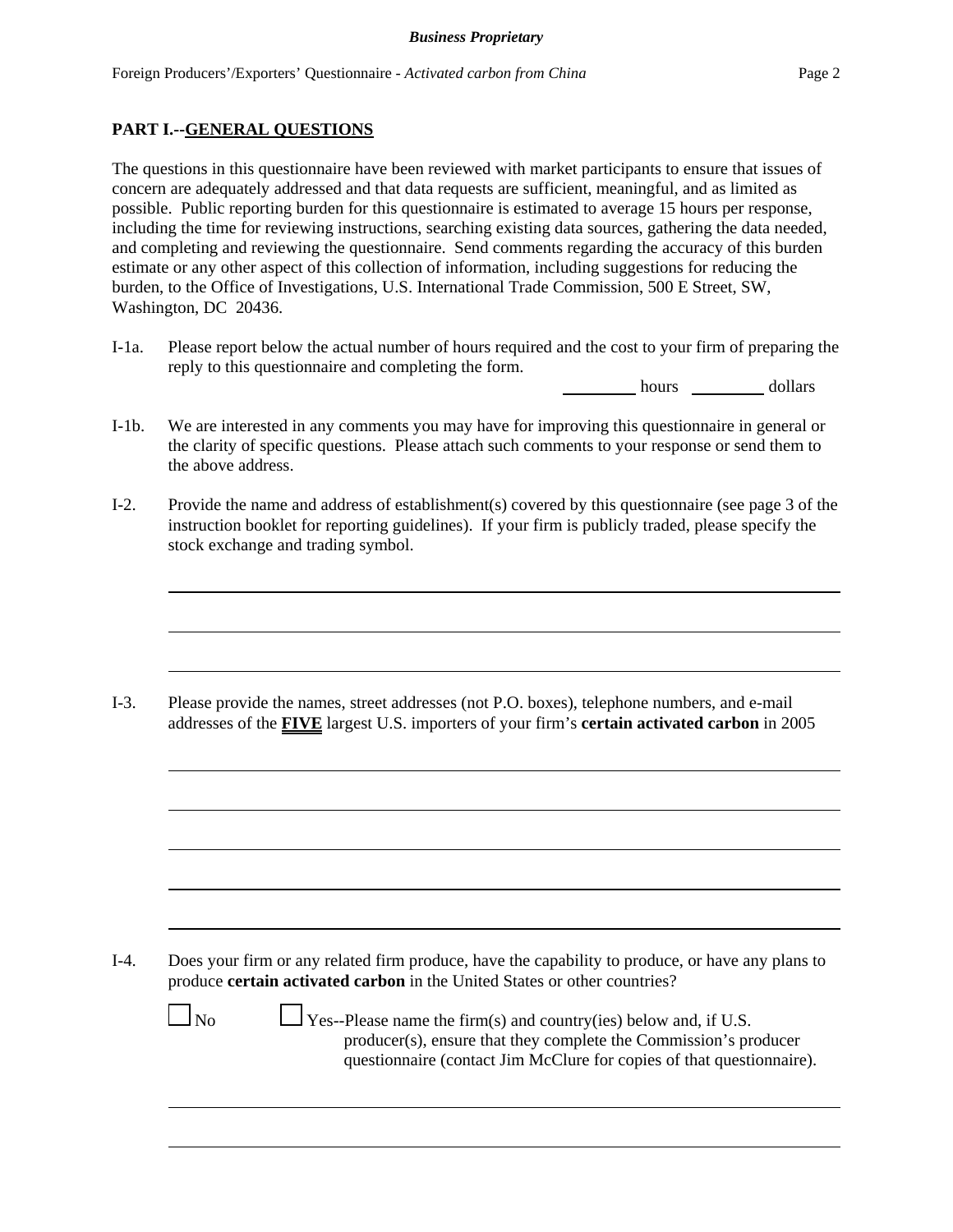## PART I.--GENERAL QUESTIONS

The questions in this questionnaire have been reviewed with market participants to ensure that issues of concern are adequately addressed and that data requests are sufficient, meaningful, and as limited as possible. Public reporting burden for this questionnaire is estimated to average 15 hours per response, including the time for reviewing instructions, searching existing data sources, gathering the data needed, and completing and reviewing the questionnaire. Send comments regarding the accuracy of this burden estimate or any other aspect of this collection of information, including suggestions for reducing the burden, to the Office of Investigations, U.S. International Trade Commission, 500 E Street, SW, Washington, DC 20436.

I-1a. Please report below the actual number of hours required and the cost to your firm of preparing the reply to this questionnaire and completing the form.

_________ hours _________ dollars

I-1b. We are interested in any comments you may have for improving this questionnaire in general or the clarity of specific questions. Please attach such comments to your response or send them to the above address.

I-2. Provide the name and address of establishment(s) covered by this questionnaire (see page 3 of the instruction booklet for reporting guidelines). If your firm is publicly traded, please specify the stock exchange and trading symbol.

________________________________________________________________________

________________________________________________________________________

________________________________________________________________________

I-3. Please provide the names, street addresses (not P.O. boxes), telephone numbers, and e-mail addresses of the **FIVE** largest U.S. importers of your firm's **certain activated carbon** in 2005

________________________________________________________________________

________________________________________________________________________

________________________________________________________________________

________________________________________________________________________

________________________________________________________________________

I-4. Does your firm or any related firm produce, have the capability to produce, or have any plans to produce **certain activated carbon** in the United States or other countries?

☐ No ☐ Yes--Please name the firm(s) and country(ies) below and, if U.S. producer(s), ensure that they complete the Commission's producer questionnaire (contact Jim McClure for copies of that questionnaire).

________________________________________________________________________

________________________________________________________________________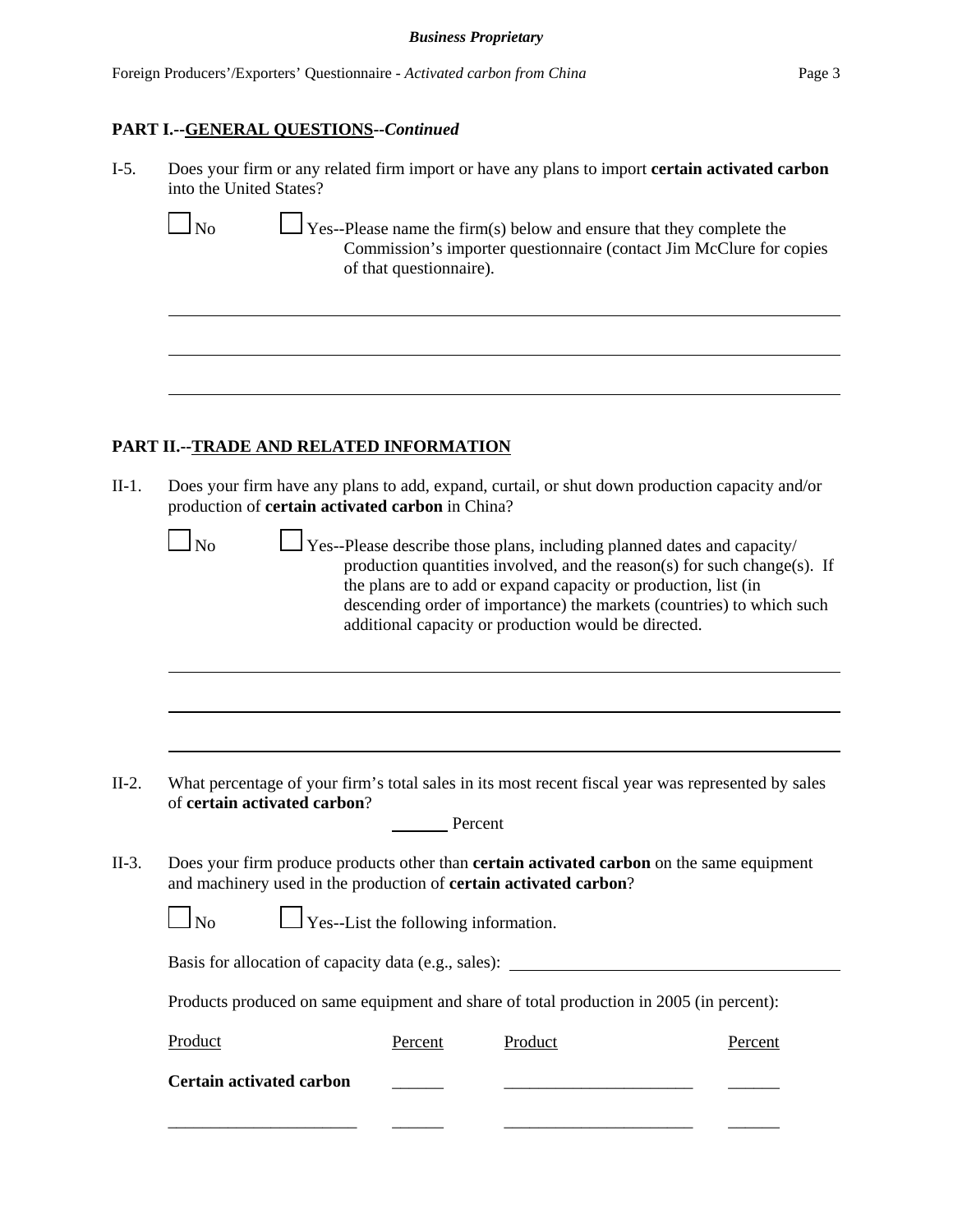## PART I.--GENERAL QUESTIONS--*Continued*

I-5. Does your firm or any related firm import or have any plans to import **certain activated carbon** into the United States?

☐ No ☐ Yes--Please name the firm(s) below and ensure that they complete the Commission's importer questionnaire (contact Jim McClure for copies of that questionnaire).

______________________________________________________________________

______________________________________________________________________

______________________________________________________________________

## PART II.--TRADE AND RELATED INFORMATION

II-1. Does your firm have any plans to add, expand, curtail, or shut down production capacity and/or production of **certain activated carbon** in China?

☐ No ☐ Yes--Please describe those plans, including planned dates and capacity/production quantities involved, and the reason(s) for such change(s). If the plans are to add or expand capacity or production, list (in descending order of importance) the markets (countries) to which such additional capacity or production would be directed.

______________________________________________________________________

______________________________________________________________________

______________________________________________________________________

II-2. What percentage of your firm's total sales in its most recent fiscal year was represented by sales of **certain activated carbon**?

______ Percent

II-3. Does your firm produce products other than **certain activated carbon** on the same equipment and machinery used in the production of **certain activated carbon**?

☐ No ☐ Yes--List the following information.

Basis for allocation of capacity data (e.g., sales): ______________________________

Products produced on same equipment and share of total production in 2005 (in percent):

| Product | Percent | Product | Percent |
|---|---|---|---|
| **Certain activated carbon** | ______ | ______________________ | ______ |
| ______________________ | ______ | ______________________ | ______ |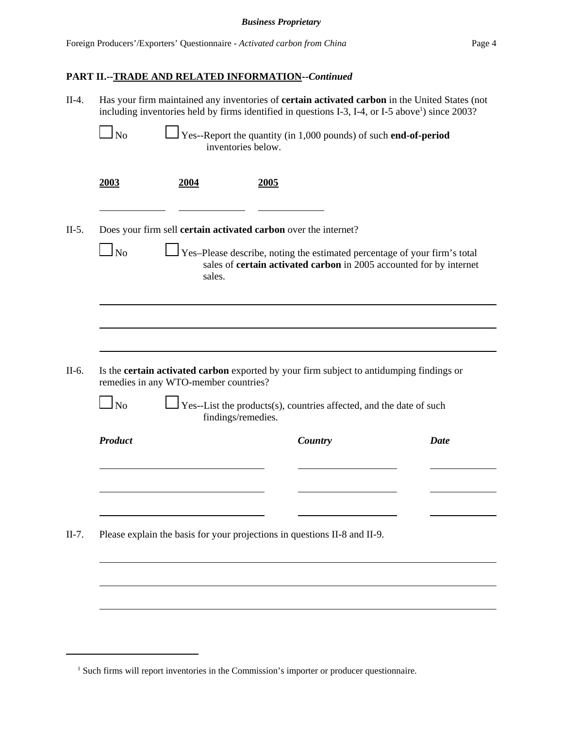**PART II.--TRADE AND RELATED INFORMATION--*Continued***

II-4. Has your firm maintained any inventories of **certain activated carbon** in the United States (not including inventories held by firms identified in questions I-3, I-4, or I-5 above[1]) since 2003?

☐ No ☐ Yes--Report the quantity (in 1,000 pounds) of such **end-of-period** inventories below.

| 2003 | 2004 | 2005 |
|---|---|---|
| | | |

II-5. Does your firm sell **certain activated carbon** over the internet?

☐ No ☐ Yes–Please describe, noting the estimated percentage of your firm's total sales of **certain activated carbon** in 2005 accounted for by internet sales.

II-6. Is the **certain activated carbon** exported by your firm subject to antidumping findings or remedies in any WTO-member countries?

☐ No ☐ Yes--List the products(s), countries affected, and the date of such findings/remedies.

| *Product* | *Country* | *Date* |
|---|---|---|
| | | |
| | | |
| | | |

II-7. Please explain the basis for your projections in questions II-8 and II-9.

---

[1] Such firms will report inventories in the Commission's importer or producer questionnaire.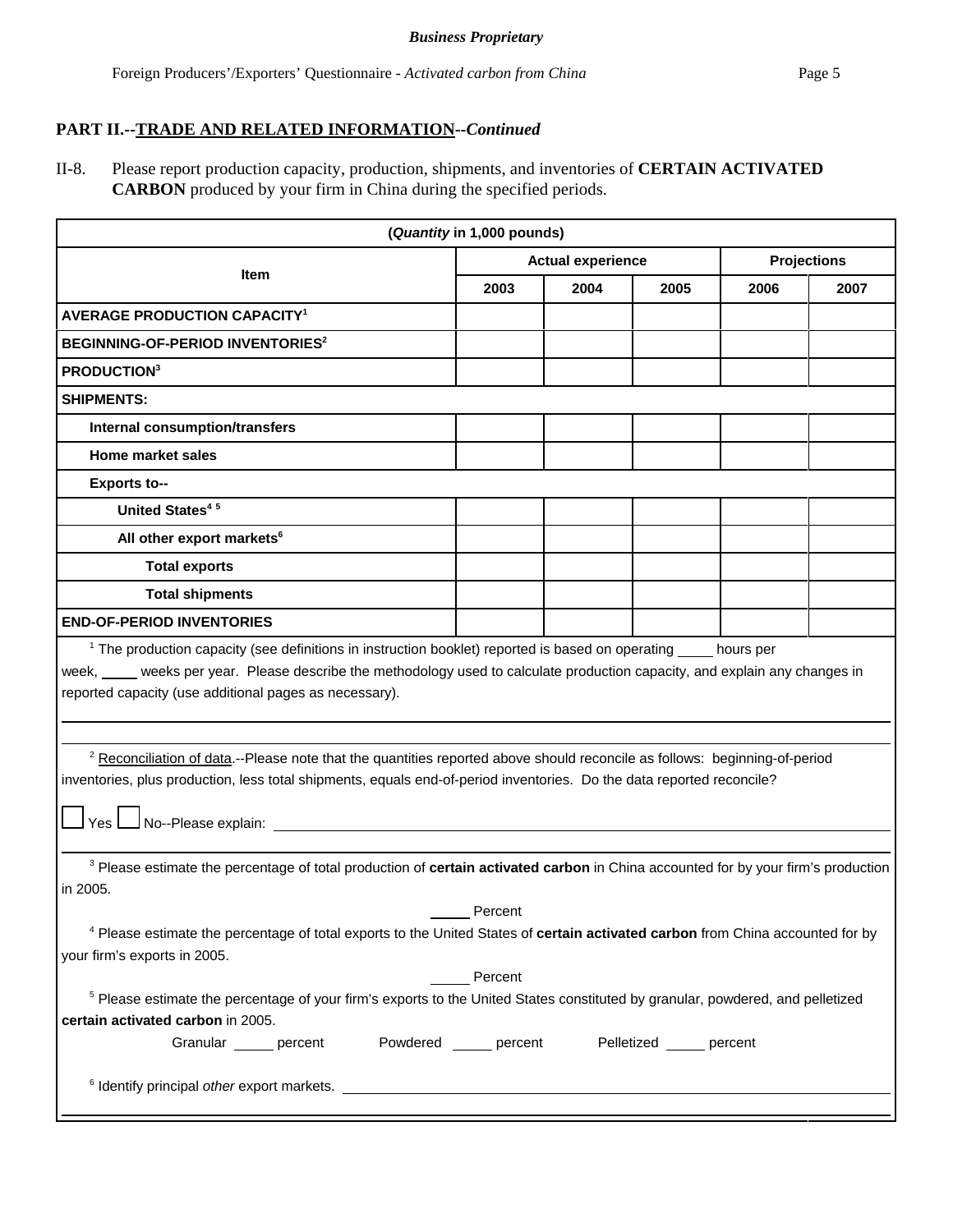**PART II.--TRADE AND RELATED INFORMATION--*Continued***

II-8. Please report production capacity, production, shipments, and inventories of **CERTAIN ACTIVATED CARBON** produced by your firm in China during the specified periods.

| (*Quantity* in 1,000 pounds) | | | | | |
|---|---|---|---|---|---|
| **Item** | **Actual experience** | | | **Projections** | |
| | **2003** | **2004** | **2005** | **2006** | **2007** |
| **AVERAGE PRODUCTION CAPACITY[1]** | | | | | |
| **BEGINNING-OF-PERIOD INVENTORIES[2]** | | | | | |
| **PRODUCTION[3]** | | | | | |
| **SHIPMENTS:** | | | | | |
| **Internal consumption/transfers** | | | | | |
| **Home market sales** | | | | | |
| **Exports to--** | | | | | |
| **United States[4] [5]** | | | | | |
| **All other export markets[6]** | | | | | |
| **Total exports** | | | | | |
| **Total shipments** | | | | | |
| **END-OF-PERIOD INVENTORIES** | | | | | |

[1] The production capacity (see definitions in instruction booklet) reported is based on operating _____ hours per week, _____ weeks per year. Please describe the methodology used to calculate production capacity, and explain any changes in reported capacity (use additional pages as necessary).

[2] Reconciliation of data.--Please note that the quantities reported above should reconcile as follows: beginning-of-period inventories, plus production, less total shipments, equals end-of-period inventories. Do the data reported reconcile?

☐ Yes ☐ No--Please explain: ____________________

[3] Please estimate the percentage of total production of **certain activated carbon** in China accounted for by your firm's production in 2005.

_____ Percent

[4] Please estimate the percentage of total exports to the United States of **certain activated carbon** from China accounted for by your firm's exports in 2005.

_____ Percent

[5] Please estimate the percentage of your firm's exports to the United States constituted by granular, powdered, and pelletized **certain activated carbon** in 2005.

Granular _____ percent Powdered _____ percent Pelletized _____ percent

[6] Identify principal *other* export markets. ____________________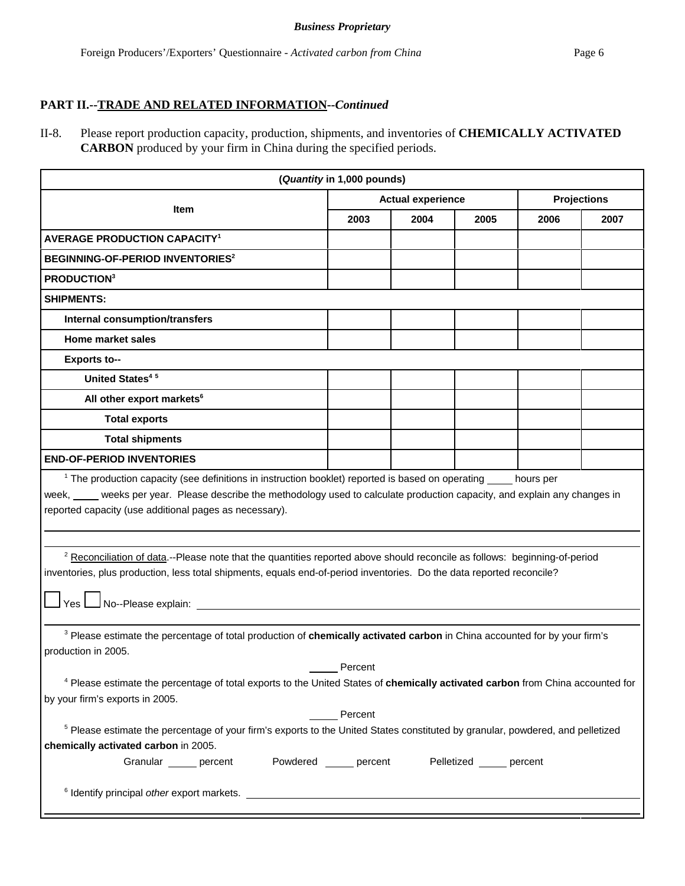## PART II.--TRADE AND RELATED INFORMATION--*Continued*

II-8. Please report production capacity, production, shipments, and inventories of **CHEMICALLY ACTIVATED CARBON** produced by your firm in China during the specified periods.

| (*Quantity* in 1,000 pounds) | | | | | |
|---|---|---|---|---|---|
| **Item** | **Actual experience** | | | **Projections** | |
| | **2003** | **2004** | **2005** | **2006** | **2007** |
| **AVERAGE PRODUCTION CAPACITY**[1] | | | | | |
| **BEGINNING-OF-PERIOD INVENTORIES**[2] | | | | | |
| **PRODUCTION**[3] | | | | | |
| **SHIPMENTS:** | | | | | |
| **Internal consumption/transfers** | | | | | |
| **Home market sales** | | | | | |
| **Exports to--** | | | | | |
| **United States**[4 5] | | | | | |
| **All other export markets**[6] | | | | | |
| **Total exports** | | | | | |
| **Total shipments** | | | | | |
| **END-OF-PERIOD INVENTORIES** | | | | | |

[1] The production capacity (see definitions in instruction booklet) reported is based on operating ____ hours per week, ____ weeks per year. Please describe the methodology used to calculate production capacity, and explain any changes in reported capacity (use additional pages as necessary).

______________________________________________

[2] Reconciliation of data.--Please note that the quantities reported above should reconcile as follows: beginning-of-period inventories, plus production, less total shipments, equals end-of-period inventories. Do the data reported reconcile?

☐ Yes ☐ No--Please explain: ______________________________________________

[3] Please estimate the percentage of total production of **chemically activated carbon** in China accounted for by your firm's production in 2005.

____ Percent

[4] Please estimate the percentage of total exports to the United States of **chemically activated carbon** from China accounted for by your firm's exports in 2005.

____ Percent

[5] Please estimate the percentage of your firm's exports to the United States constituted by granular, powdered, and pelletized **chemically activated carbon** in 2005.

Granular ____ percent    Powdered ____ percent    Pelletized ____ percent

[6] Identify principal *other* export markets. ______________________________________________